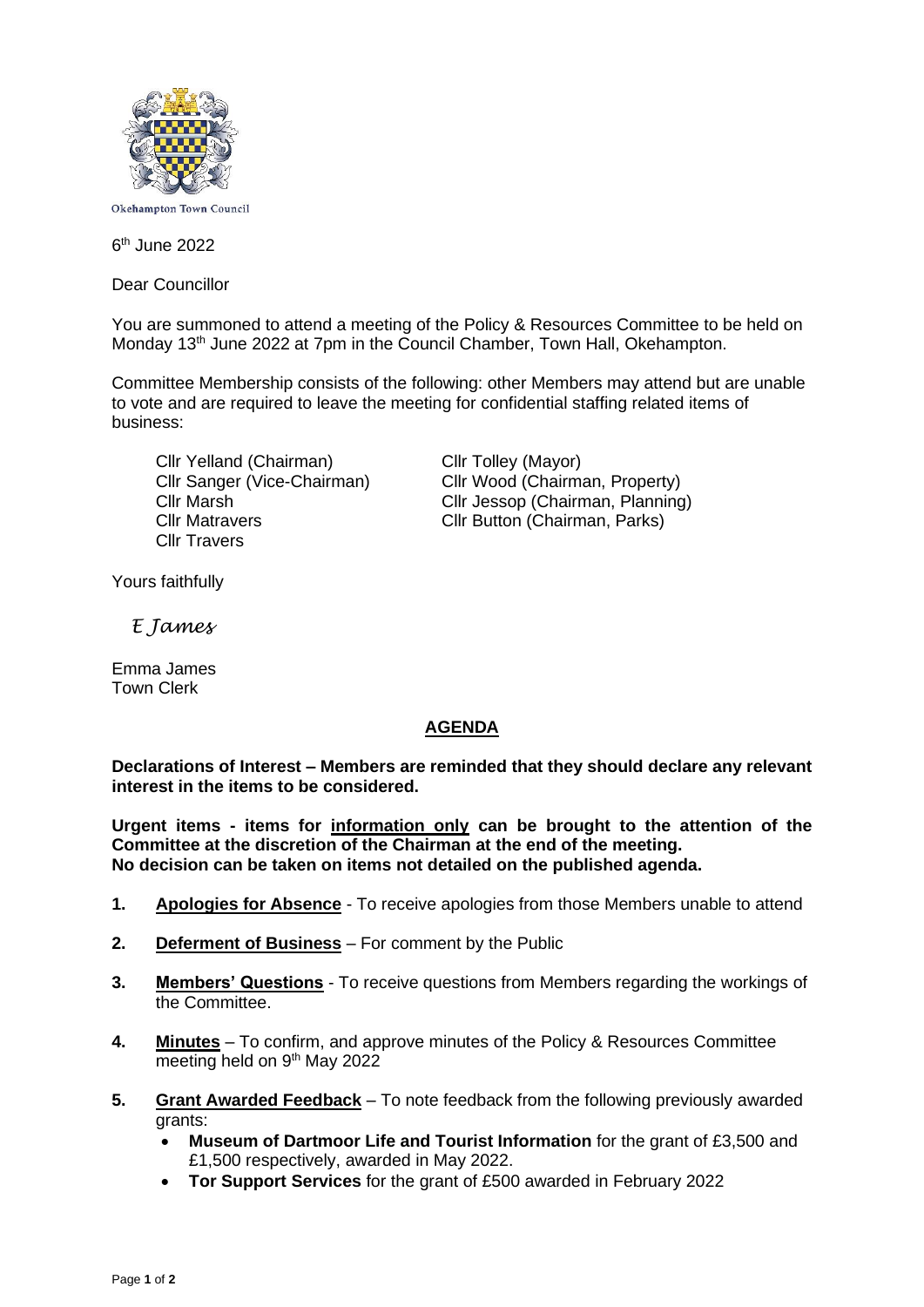Okehampton Town Council

6th June 2022

Dear Councillor

You are summoned to attend a meeting of the Policy & Resources Committee to be held on Monday 13th June 2022 at 7pm in the Council Chamber, Town Hall, Okehampton.

Committee Membership consists of the following: other Members may attend but are unable to vote and are required to leave the meeting for confidential staffing related items of business:

Cllr Yelland (Chairman)
Cllr Sanger (Vice-Chairman)
Cllr Marsh
Cllr Matravers
Cllr Travers
Cllr Tolley (Mayor)
Cllr Wood (Chairman, Property)
Cllr Jessop (Chairman, Planning)
Cllr Button (Chairman, Parks)

Yours faithfully

*E James*

Emma James
Town Clerk

## AGENDA

**Declarations of Interest – Members are reminded that they should declare any relevant interest in the items to be considered.**

**Urgent items - items for information only can be brought to the attention of the Committee at the discretion of the Chairman at the end of the meeting.**
**No decision can be taken on items not detailed on the published agenda.**

1. **Apologies for Absence** - To receive apologies from those Members unable to attend
2. **Deferment of Business** – For comment by the Public
3. **Members' Questions** - To receive questions from Members regarding the workings of the Committee.
4. **Minutes** – To confirm, and approve minutes of the Policy & Resources Committee meeting held on 9th May 2022
5. **Grant Awarded Feedback** – To note feedback from the following previously awarded grants:
   - **Museum of Dartmoor Life and Tourist Information** for the grant of £3,500 and £1,500 respectively, awarded in May 2022.
   - **Tor Support Services** for the grant of £500 awarded in February 2022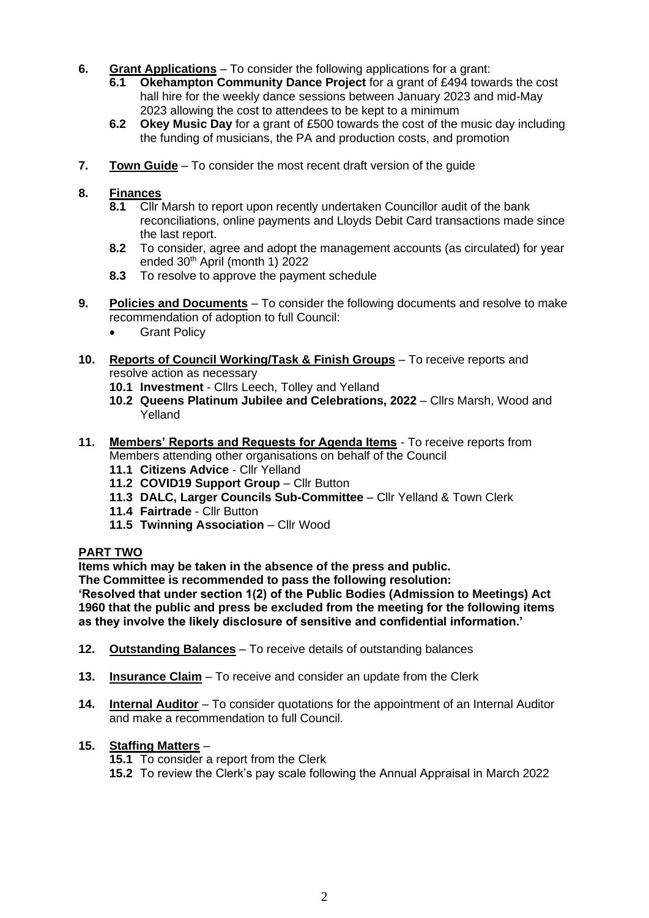**6.** **Grant Applications** – To consider the following applications for a grant:

- **6.1** **Okehampton Community Dance Project** for a grant of £494 towards the cost hall hire for the weekly dance sessions between January 2023 and mid-May 2023 allowing the cost to attendees to be kept to a minimum
- **6.2** **Okey Music Day** for a grant of £500 towards the cost of the music day including the funding of musicians, the PA and production costs, and promotion

**7.** **Town Guide** – To consider the most recent draft version of the guide

**8.** **Finances**

- **8.1** Cllr Marsh to report upon recently undertaken Councillor audit of the bank reconciliations, online payments and Lloyds Debit Card transactions made since the last report.
- **8.2** To consider, agree and adopt the management accounts (as circulated) for year ended 30th April (month 1) 2022
- **8.3** To resolve to approve the payment schedule

**9.** **Policies and Documents** – To consider the following documents and resolve to make recommendation of adoption to full Council:

- Grant Policy

**10.** **Reports of Council Working/Task & Finish Groups** – To receive reports and resolve action as necessary

- **10.1** **Investment** - Cllrs Leech, Tolley and Yelland
- **10.2** **Queens Platinum Jubilee and Celebrations, 2022** – Cllrs Marsh, Wood and Yelland

**11.** **Members' Reports and Requests for Agenda Items** - To receive reports from Members attending other organisations on behalf of the Council

- **11.1** **Citizens Advice** - Cllr Yelland
- **11.2** **COVID19 Support Group** – Cllr Button
- **11.3** **DALC, Larger Councils Sub-Committee** – Cllr Yelland & Town Clerk
- **11.4** **Fairtrade** - Cllr Button
- **11.5** **Twinning Association** – Cllr Wood

## PART TWO

**Items which may be taken in the absence of the press and public.**
**The Committee is recommended to pass the following resolution:**
**'Resolved that under section 1(2) of the Public Bodies (Admission to Meetings) Act 1960 that the public and press be excluded from the meeting for the following items as they involve the likely disclosure of sensitive and confidential information.'**

**12.** **Outstanding Balances** – To receive details of outstanding balances

**13.** **Insurance Claim** – To receive and consider an update from the Clerk

**14.** **Internal Auditor** – To consider quotations for the appointment of an Internal Auditor and make a recommendation to full Council.

**15.** **Staffing Matters** –

- **15.1** To consider a report from the Clerk
- **15.2** To review the Clerk's pay scale following the Annual Appraisal in March 2022